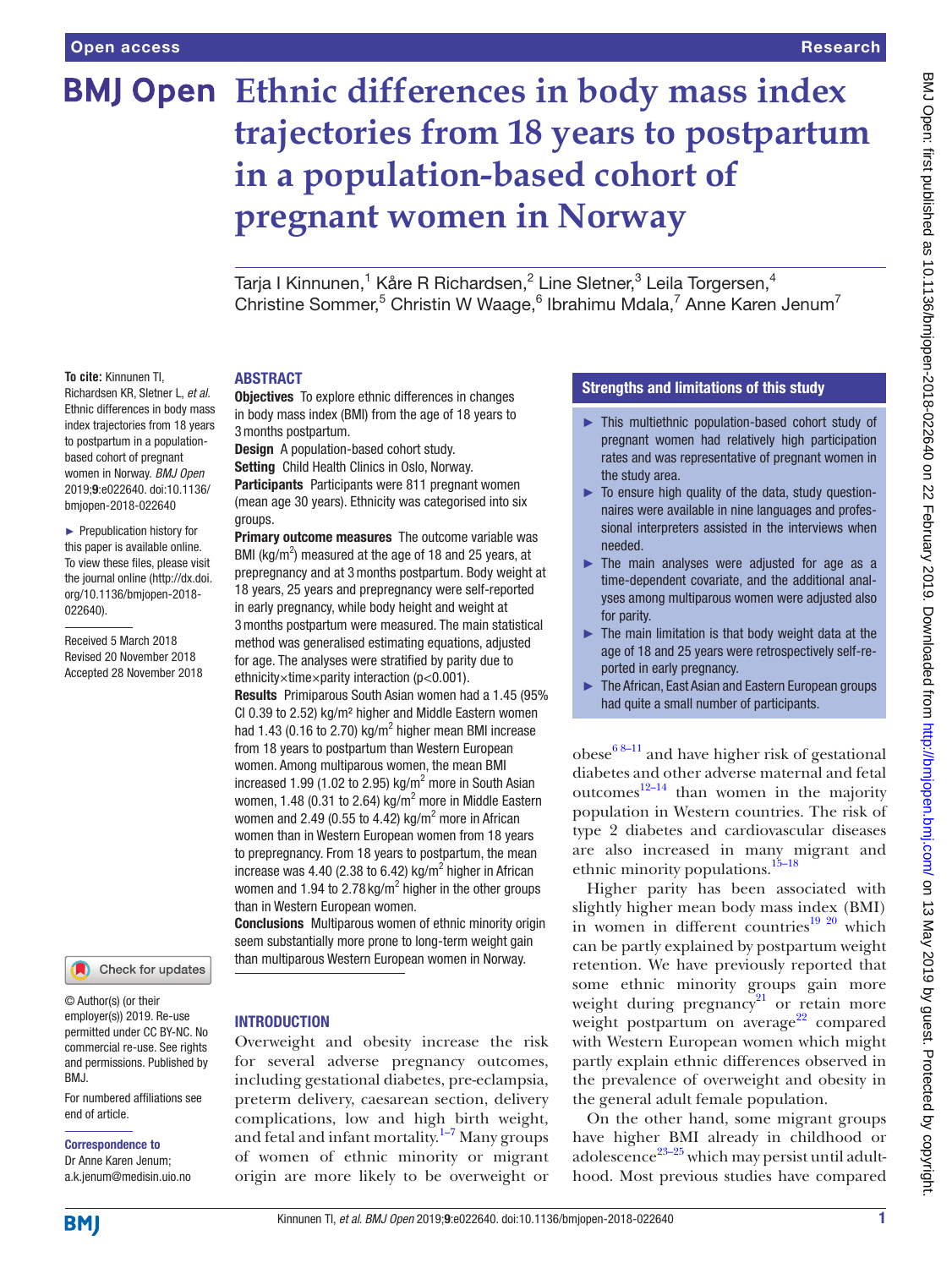# Ethnic differences in body mass index trajectories from 18 years to postpartum in a population-based cohort of pregnant women in Norway

Tarja I Kinnunen,[1] Kåre R Richardsen,[2] Line Sletner,[3] Leila Torgersen,[4] Christine Sommer,[5] Christin W Waage,[6] Ibrahimu Mdala,[7] Anne Karen Jenum[7]

**To cite:** Kinnunen TI, Richardsen KR, Sletner L, *et al*. Ethnic differences in body mass index trajectories from 18 years to postpartum in a population-based cohort of pregnant women in Norway. *BMJ Open* 2019;**9**:e022640. doi:10.1136/bmjopen-2018-022640

► Prepublication history for this paper is available online. To view these files, please visit the journal online (http://dx.doi.org/10.1136/bmjopen-2018-022640).

Received 5 March 2018
Revised 20 November 2018
Accepted 28 November 2018

© Author(s) (or their employer(s)) 2019. Re-use permitted under CC BY-NC. No commercial re-use. See rights and permissions. Published by BMJ.

For numbered affiliations see end of article.

**Correspondence to**
Dr Anne Karen Jenum;
a.k.jenum@medisin.uio.no

## ABSTRACT

**Objectives** To explore ethnic differences in changes in body mass index (BMI) from the age of 18 years to 3 months postpartum.

**Design** A population-based cohort study.

**Setting** Child Health Clinics in Oslo, Norway.

**Participants** Participants were 811 pregnant women (mean age 30 years). Ethnicity was categorised into six groups.

**Primary outcome measures** The outcome variable was BMI (kg/m$^2$) measured at the age of 18 and 25 years, at prepregnancy and at 3 months postpartum. Body weight at 18 years, 25 years and prepregnancy were self-reported in early pregnancy, while body height and weight at 3 months postpartum were measured. The main statistical method was generalised estimating equations, adjusted for age. The analyses were stratified by parity due to ethnicity×time×parity interaction ($p<0.001$).

**Results** Primiparous South Asian women had a 1.45 (95% CI 0.39 to 2.52) kg/m² higher and Middle Eastern women had 1.43 (0.16 to 2.70) kg/m$^2$ higher mean BMI increase from 18 years to postpartum than Western European women. Among multiparous women, the mean BMI increased 1.99 (1.02 to 2.95) kg/m$^2$ more in South Asian women, 1.48 (0.31 to 2.64) kg/m$^2$ more in Middle Eastern women and 2.49 (0.55 to 4.42) kg/m$^2$ more in African women than in Western European women from 18 years to prepregnancy. From 18 years to postpartum, the mean increase was 4.40 (2.38 to 6.42) kg/m$^2$ higher in African women and 1.94 to 2.78 kg/m$^2$ higher in the other groups than in Western European women.

**Conclusions** Multiparous women of ethnic minority origin seem substantially more prone to long-term weight gain than multiparous Western European women in Norway.

### Strengths and limitations of this study

- ► This multiethnic population-based cohort study of pregnant women had relatively high participation rates and was representative of pregnant women in the study area.
- ► To ensure high quality of the data, study questionnaires were available in nine languages and professional interpreters assisted in the interviews when needed.
- ► The main analyses were adjusted for age as a time-dependent covariate, and the additional analyses among multiparous women were adjusted also for parity.
- ► The main limitation is that body weight data at the age of 18 and 25 years were retrospectively self-reported in early pregnancy.
- ► The African, East Asian and Eastern European groups had quite a small number of participants.

## INTRODUCTION

Overweight and obesity increase the risk for several adverse pregnancy outcomes, including gestational diabetes, pre-eclampsia, preterm delivery, caesarean section, delivery complications, low and high birth weight, and fetal and infant mortality.[1–7] Many groups of women of ethnic minority or migrant origin are more likely to be overweight or obese[6 8–11] and have higher risk of gestational diabetes and other adverse maternal and fetal outcomes[12–14] than women in the majority population in Western countries. The risk of type 2 diabetes and cardiovascular diseases are also increased in many migrant and ethnic minority populations.[15–18]

Higher parity has been associated with slightly higher mean body mass index (BMI) in women in different countries[19 20] which can be partly explained by postpartum weight retention. We have previously reported that some ethnic minority groups gain more weight during pregnancy[21] or retain more weight postpartum on average[22] compared with Western European women which might partly explain ethnic differences observed in the prevalence of overweight and obesity in the general adult female population.

On the other hand, some migrant groups have higher BMI already in childhood or adolescence[23–25] which may persist until adulthood. Most previous studies have compared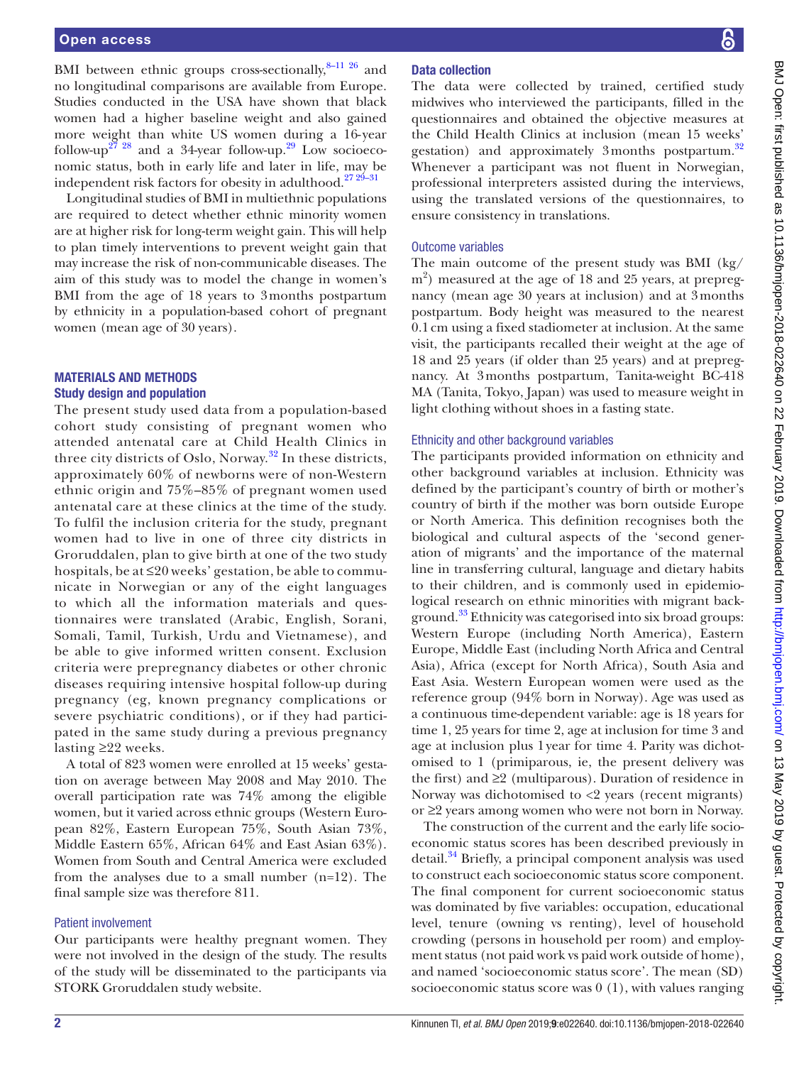BMI between ethnic groups cross-sectionally,[8–11 26] and no longitudinal comparisons are available from Europe. Studies conducted in the USA have shown that black women had a higher baseline weight and also gained more weight than white US women during a 16-year follow-up[27 28] and a 34-year follow-up.[29] Low socioeconomic status, both in early life and later in life, may be independent risk factors for obesity in adulthood.[27 29–31]

Longitudinal studies of BMI in multiethnic populations are required to detect whether ethnic minority women are at higher risk for long-term weight gain. This will help to plan timely interventions to prevent weight gain that may increase the risk of non-communicable diseases. The aim of this study was to model the change in women's BMI from the age of 18 years to 3 months postpartum by ethnicity in a population-based cohort of pregnant women (mean age of 30 years).

## MATERIALS AND METHODS

### Study design and population

The present study used data from a population-based cohort study consisting of pregnant women who attended antenatal care at Child Health Clinics in three city districts of Oslo, Norway.[32] In these districts, approximately 60% of newborns were of non-Western ethnic origin and 75%–85% of pregnant women used antenatal care at these clinics at the time of the study. To fulfil the inclusion criteria for the study, pregnant women had to live in one of three city districts in Groruddalen, plan to give birth at one of the two study hospitals, be at ≤20 weeks' gestation, be able to communicate in Norwegian or any of the eight languages to which all the information materials and questionnaires were translated (Arabic, English, Sorani, Somali, Tamil, Turkish, Urdu and Vietnamese), and be able to give informed written consent. Exclusion criteria were prepregnancy diabetes or other chronic diseases requiring intensive hospital follow-up during pregnancy (eg, known pregnancy complications or severe psychiatric conditions), or if they had participated in the same study during a previous pregnancy lasting ≥22 weeks.

A total of 823 women were enrolled at 15 weeks' gestation on average between May 2008 and May 2010. The overall participation rate was 74% among the eligible women, but it varied across ethnic groups (Western European 82%, Eastern European 75%, South Asian 73%, Middle Eastern 65%, African 64% and East Asian 63%). Women from South and Central America were excluded from the analyses due to a small number (n=12). The final sample size was therefore 811.

#### Patient involvement

Our participants were healthy pregnant women. They were not involved in the design of the study. The results of the study will be disseminated to the participants via STORK Groruddalen study website.

### Data collection

The data were collected by trained, certified study midwives who interviewed the participants, filled in the questionnaires and obtained the objective measures at the Child Health Clinics at inclusion (mean 15 weeks' gestation) and approximately 3 months postpartum.[32] Whenever a participant was not fluent in Norwegian, professional interpreters assisted during the interviews, using the translated versions of the questionnaires, to ensure consistency in translations.

#### Outcome variables

The main outcome of the present study was BMI (kg/$m^2$) measured at the age of 18 and 25 years, at prepregnancy (mean age 30 years at inclusion) and at 3 months postpartum. Body height was measured to the nearest 0.1 cm using a fixed stadiometer at inclusion. At the same visit, the participants recalled their weight at the age of 18 and 25 years (if older than 25 years) and at prepregnancy. At 3 months postpartum, Tanita-weight BC-418 MA (Tanita, Tokyo, Japan) was used to measure weight in light clothing without shoes in a fasting state.

#### Ethnicity and other background variables

The participants provided information on ethnicity and other background variables at inclusion. Ethnicity was defined by the participant's country of birth or mother's country of birth if the mother was born outside Europe or North America. This definition recognises both the biological and cultural aspects of the 'second generation of migrants' and the importance of the maternal line in transferring cultural, language and dietary habits to their children, and is commonly used in epidemiological research on ethnic minorities with migrant background.[33] Ethnicity was categorised into six broad groups: Western Europe (including North America), Eastern Europe, Middle East (including North Africa and Central Asia), Africa (except for North Africa), South Asia and East Asia. Western European women were used as the reference group (94% born in Norway). Age was used as a continuous time-dependent variable: age is 18 years for time 1, 25 years for time 2, age at inclusion for time 3 and age at inclusion plus 1 year for time 4. Parity was dichotomised to 1 (primiparous, ie, the present delivery was the first) and ≥2 (multiparous). Duration of residence in Norway was dichotomised to <2 years (recent migrants) or ≥2 years among women who were not born in Norway.

The construction of the current and the early life socioeconomic status scores has been described previously in detail.[34] Briefly, a principal component analysis was used to construct each socioeconomic status score component. The final component for current socioeconomic status was dominated by five variables: occupation, educational level, tenure (owning vs renting), level of household crowding (persons in household per room) and employment status (not paid work vs paid work outside of home), and named 'socioeconomic status score'. The mean (SD) socioeconomic status score was 0 (1), with values ranging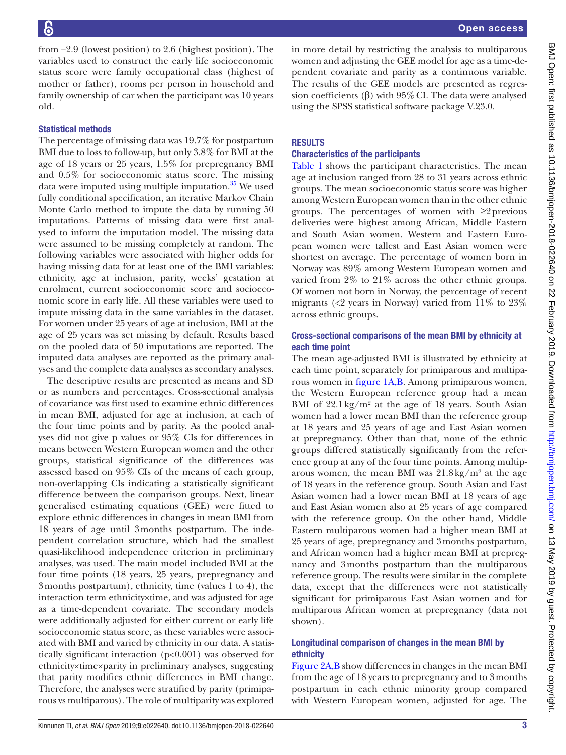from −2.9 (lowest position) to 2.6 (highest position). The variables used to construct the early life socioeconomic status score were family occupational class (highest of mother or father), rooms per person in household and family ownership of car when the participant was 10 years old.

### Statistical methods

The percentage of missing data was 19.7% for postpartum BMI due to loss to follow-up, but only 3.8% for BMI at the age of 18 years or 25 years, 1.5% for prepregnancy BMI and 0.5% for socioeconomic status score. The missing data were imputed using multiple imputation.[35] We used fully conditional specification, an iterative Markov Chain Monte Carlo method to impute the data by running 50 imputations. Patterns of missing data were first analysed to inform the imputation model. The missing data were assumed to be missing completely at random. The following variables were associated with higher odds for having missing data for at least one of the BMI variables: ethnicity, age at inclusion, parity, weeks' gestation at enrolment, current socioeconomic score and socioeconomic score in early life. All these variables were used to impute missing data in the same variables in the dataset. For women under 25 years of age at inclusion, BMI at the age of 25 years was set missing by default. Results based on the pooled data of 50 imputations are reported. The imputed data analyses are reported as the primary analyses and the complete data analyses as secondary analyses.

The descriptive results are presented as means and SD or as numbers and percentages. Cross-sectional analysis of covariance was first used to examine ethnic differences in mean BMI, adjusted for age at inclusion, at each of the four time points and by parity. As the pooled analyses did not give p values or 95% CIs for differences in means between Western European women and the other groups, statistical significance of the differences was assessed based on 95% CIs of the means of each group, non-overlapping CIs indicating a statistically significant difference between the comparison groups. Next, linear generalised estimating equations (GEE) were fitted to explore ethnic differences in changes in mean BMI from 18 years of age until 3 months postpartum. The independent correlation structure, which had the smallest quasi-likelihood independence criterion in preliminary analyses, was used. The main model included BMI at the four time points (18 years, 25 years, prepregnancy and 3 months postpartum), ethnicity, time (values 1 to 4), the interaction term ethnicity×time, and was adjusted for age as a time-dependent covariate. The secondary models were additionally adjusted for either current or early life socioeconomic status score, as these variables were associated with BMI and varied by ethnicity in our data. A statistically significant interaction ($p<0.001$) was observed for ethnicity×time×parity in preliminary analyses, suggesting that parity modifies ethnic differences in BMI change. Therefore, the analyses were stratified by parity (primiparous vs multiparous). The role of multiparity was explored in more detail by restricting the analysis to multiparous women and adjusting the GEE model for age as a time-dependent covariate and parity as a continuous variable. The results of the GEE models are presented as regression coefficients (β) with 95% CI. The data were analysed using the SPSS statistical software package V.23.0.

## RESULTS

### Characteristics of the participants

Table 1 shows the participant characteristics. The mean age at inclusion ranged from 28 to 31 years across ethnic groups. The mean socioeconomic status score was higher among Western European women than in the other ethnic groups. The percentages of women with ≥2 previous deliveries were highest among African, Middle Eastern and South Asian women. Western and Eastern European women were tallest and East Asian women were shortest on average. The percentage of women born in Norway was 89% among Western European women and varied from 2% to 21% across the other ethnic groups. Of women not born in Norway, the percentage of recent migrants (<2 years in Norway) varied from 11% to 23% across ethnic groups.

### Cross-sectional comparisons of the mean BMI by ethnicity at each time point

The mean age-adjusted BMI is illustrated by ethnicity at each time point, separately for primiparous and multiparous women in figure 1A,B. Among primiparous women, the Western European reference group had a mean BMI of 22.1 kg/m² at the age of 18 years. South Asian women had a lower mean BMI than the reference group at 18 years and 25 years of age and East Asian women at prepregnancy. Other than that, none of the ethnic groups differed statistically significantly from the reference group at any of the four time points. Among multiparous women, the mean BMI was 21.8 kg/m² at the age of 18 years in the reference group. South Asian and East Asian women had a lower mean BMI at 18 years of age and East Asian women also at 25 years of age compared with the reference group. On the other hand, Middle Eastern multiparous women had a higher mean BMI at 25 years of age, prepregnancy and 3 months postpartum, and African women had a higher mean BMI at prepregnancy and 3 months postpartum than the multiparous reference group. The results were similar in the complete data, except that the differences were not statistically significant for primiparous East Asian women and for multiparous African women at prepregnancy (data not shown).

### Longitudinal comparison of changes in the mean BMI by ethnicity

Figure 2A,B show differences in changes in the mean BMI from the age of 18 years to prepregnancy and to 3 months postpartum in each ethnic minority group compared with Western European women, adjusted for age. The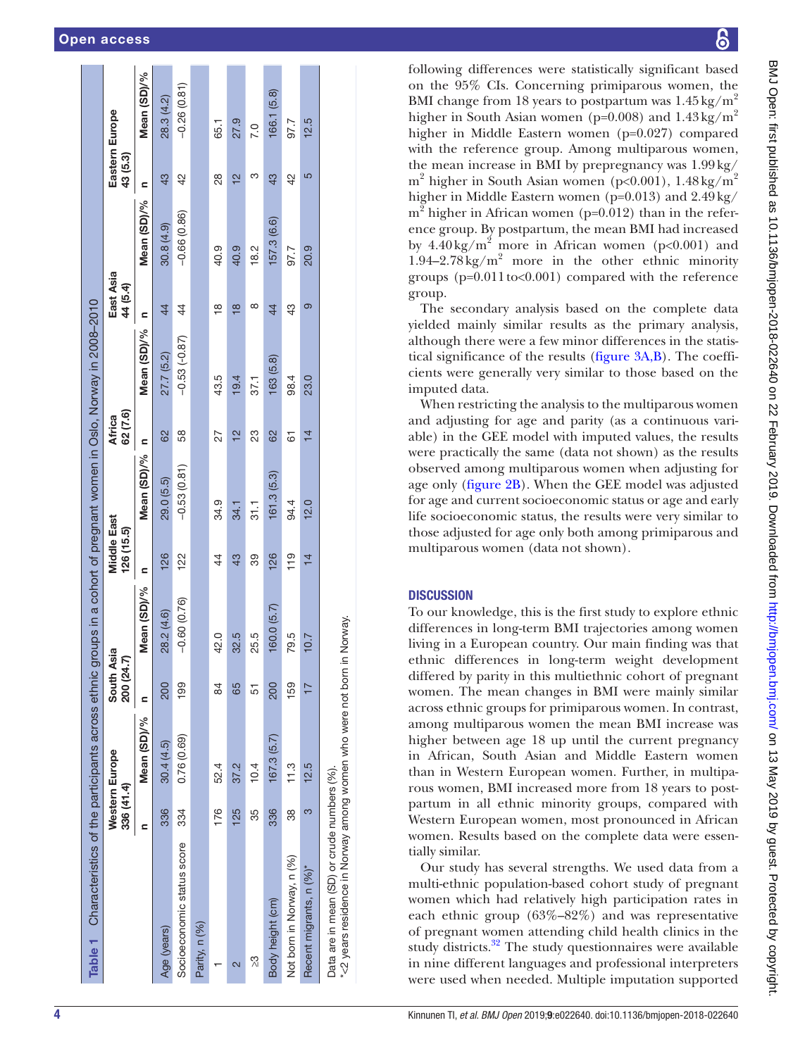**Table 1** Characteristics of the participants across ethnic groups in a cohort of pregnant women in Oslo, Norway in 2008–2010

| | Western Europe 336 (41.4) | | South Asia 200 (24.7) | | Middle East 126 (15.5) | | Africa 62 (7.6) | | East Asia 44 (5.4) | | Eastern Europe 43 (5.3) | |
|---|---|---|---|---|---|---|---|---|---|---|---|---|
| | n | Mean (SD)/% | n | Mean (SD)/% | n | Mean (SD)/% | n | Mean (SD)/% | n | Mean (SD)/% | n | Mean (SD)/% |
| Age (years) | 336 | 30.4 (4.5) | 200 | 28.2 (4.6) | 126 | 29.0 (5.5) | 62 | 27.7 (5.2) | 44 | 30.8 (4.9) | 43 | 28.3 (4.2) |
| Socioeconomic status score | 334 | 0.76 (0.69) | 199 | −0.60 (0.76) | 122 | −0.53 (0.81) | 58 | −0.53 (−0.87) | 44 | −0.66 (0.86) | 42 | −0.26 (0.81) |
| Parity, n (%) | | | | | | | | | | | | |
| 1 | 176 | 52.4 | 84 | 42.0 | 44 | 34.9 | 27 | 43.5 | 18 | 40.9 | 28 | 65.1 |
| 2 | 125 | 37.2 | 65 | 32.5 | 43 | 34.1 | 12 | 19.4 | 18 | 40.9 | 12 | 27.9 |
| ≥3 | 35 | 10.4 | 51 | 25.5 | 39 | 31.1 | 23 | 37.1 | 8 | 18.2 | 3 | 7.0 |
| Body height (cm) | 336 | 167.3 (5.7) | 200 | 160.0 (5.7) | 126 | 161.3 (5.3) | 62 | 163 (5.8) | 44 | 157.3 (6.6) | 43 | 166.1 (5.8) |
| Not born in Norway, n (%) | 38 | 11.3 | 159 | 79.5 | 119 | 94.4 | 61 | 98.4 | 43 | 97.7 | 42 | 97.7 |
| Recent migrants, n (%)* | 3 | 12.5 | 17 | 10.7 | 14 | 12.0 | 14 | 23.0 | 9 | 20.9 | 5 | 12.5 |

Data are in mean (SD) or crude numbers (%).
*<2 years residence in Norway among women who were not born in Norway.

following differences were statistically significant based on the 95% CIs. Concerning primiparous women, the BMI change from 18 years to postpartum was 1.45 kg/m$^2$ higher in South Asian women (p=0.008) and 1.43 kg/m$^2$ higher in Middle Eastern women (p=0.027) compared with the reference group. Among multiparous women, the mean increase in BMI by prepregnancy was 1.99 kg/m$^2$ higher in South Asian women (p<0.001), 1.48 kg/m$^2$ higher in Middle Eastern women (p=0.013) and 2.49 kg/m$^2$ higher in African women (p=0.012) than in the reference group. By postpartum, the mean BMI had increased by 4.40 kg/m$^2$ more in African women (p<0.001) and 1.94–2.78 kg/m$^2$ more in the other ethnic minority groups (p=0.011 to<0.001) compared with the reference group.

The secondary analysis based on the complete data yielded mainly similar results as the primary analysis, although there were a few minor differences in the statistical significance of the results (figure 3A,B). The coefficients were generally very similar to those based on the imputed data.

When restricting the analysis to the multiparous women and adjusting for age and parity (as a continuous variable) in the GEE model with imputed values, the results were practically the same (data not shown) as the results observed among multiparous women when adjusting for age only (figure 2B). When the GEE model was adjusted for age and current socioeconomic status or age and early life socioeconomic status, the results were very similar to those adjusted for age only both among primiparous and multiparous women (data not shown).

## DISCUSSION

To our knowledge, this is the first study to explore ethnic differences in long-term BMI trajectories among women living in a European country. Our main finding was that ethnic differences in long-term weight development differed by parity in this multiethnic cohort of pregnant women. The mean changes in BMI were mainly similar across ethnic groups for primiparous women. In contrast, among multiparous women the mean BMI increase was higher between age 18 up until the current pregnancy in African, South Asian and Middle Eastern women than in Western European women. Further, in multiparous women, BMI increased more from 18 years to postpartum in all ethnic minority groups, compared with Western European women, most pronounced in African women. Results based on the complete data were essentially similar.

Our study has several strengths. We used data from a multi-ethnic population-based cohort study of pregnant women which had relatively high participation rates in each ethnic group (63%–82%) and was representative of pregnant women attending child health clinics in the study districts.[32] The study questionnaires were available in nine different languages and professional interpreters were used when needed. Multiple imputation supported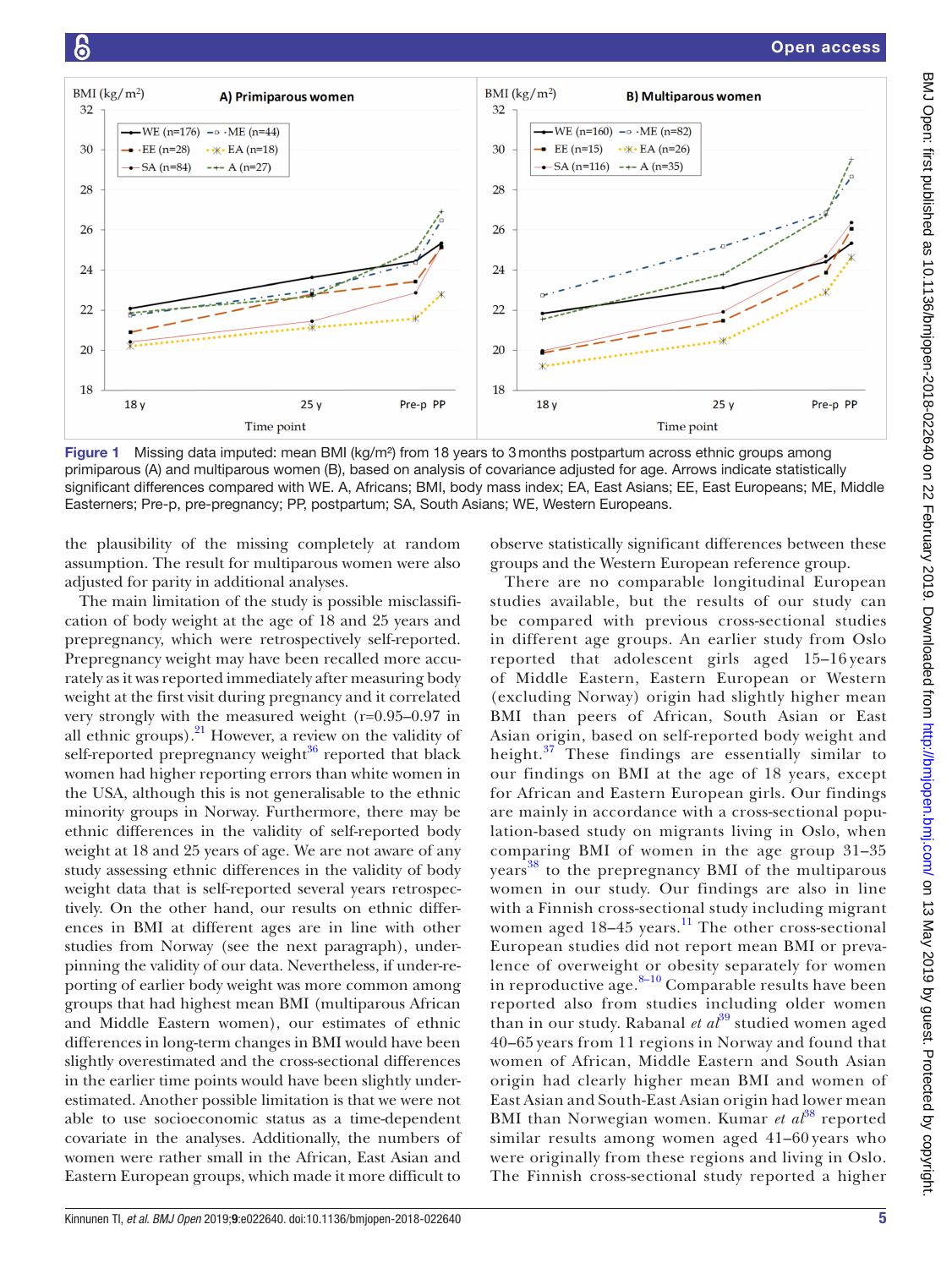Figure 1 Missing data imputed: mean BMI (kg/m²) from 18 years to 3 months postpartum across ethnic groups among primiparous (A) and multiparous women (B), based on analysis of covariance adjusted for age. Arrows indicate statistically significant differences compared with WE. A, Africans; BMI, body mass index; EA, East Asians; EE, East Europeans; ME, Middle Easterners; Pre-p, pre-pregnancy; PP, postpartum; SA, South Asians; WE, Western Europeans.

the plausibility of the missing completely at random assumption. The result for multiparous women were also adjusted for parity in additional analyses.

The main limitation of the study is possible misclassification of body weight at the age of 18 and 25 years and prepregnancy, which were retrospectively self-reported. Prepregnancy weight may have been recalled more accurately as it was reported immediately after measuring body weight at the first visit during pregnancy and it correlated very strongly with the measured weight (r=0.95–0.97 in all ethnic groups).[21] However, a review on the validity of self-reported prepregnancy weight[36] reported that black women had higher reporting errors than white women in the USA, although this is not generalisable to the ethnic minority groups in Norway. Furthermore, there may be ethnic differences in the validity of self-reported body weight at 18 and 25 years of age. We are not aware of any study assessing ethnic differences in the validity of body weight data that is self-reported several years retrospectively. On the other hand, our results on ethnic differences in BMI at different ages are in line with other studies from Norway (see the next paragraph), underpinning the validity of our data. Nevertheless, if under-reporting of earlier body weight was more common among groups that had highest mean BMI (multiparous African and Middle Eastern women), our estimates of ethnic differences in long-term changes in BMI would have been slightly overestimated and the cross-sectional differences in the earlier time points would have been slightly underestimated. Another possible limitation is that we were not able to use socioeconomic status as a time-dependent covariate in the analyses. Additionally, the numbers of women were rather small in the African, East Asian and Eastern European groups, which made it more difficult to observe statistically significant differences between these groups and the Western European reference group.

There are no comparable longitudinal European studies available, but the results of our study can be compared with previous cross-sectional studies in different age groups. An earlier study from Oslo reported that adolescent girls aged 15–16 years of Middle Eastern, Eastern European or Western (excluding Norway) origin had slightly higher mean BMI than peers of African, South Asian or East Asian origin, based on self-reported body weight and height.[37] These findings are essentially similar to our findings on BMI at the age of 18 years, except for African and Eastern European girls. Our findings are mainly in accordance with a cross-sectional population-based study on migrants living in Oslo, when comparing BMI of women in the age group 31–35 years[38] to the prepregnancy BMI of the multiparous women in our study. Our findings are also in line with a Finnish cross-sectional study including migrant women aged 18–45 years.[11] The other cross-sectional European studies did not report mean BMI or prevalence of overweight or obesity separately for women in reproductive age.[8–10] Comparable results have been reported also from studies including older women than in our study. Rabanal *et al*[39] studied women aged 40–65 years from 11 regions in Norway and found that women of African, Middle Eastern and South Asian origin had clearly higher mean BMI and women of East Asian and South-East Asian origin had lower mean BMI than Norwegian women. Kumar *et al*[38] reported similar results among women aged 41–60 years who were originally from these regions and living in Oslo. The Finnish cross-sectional study reported a higher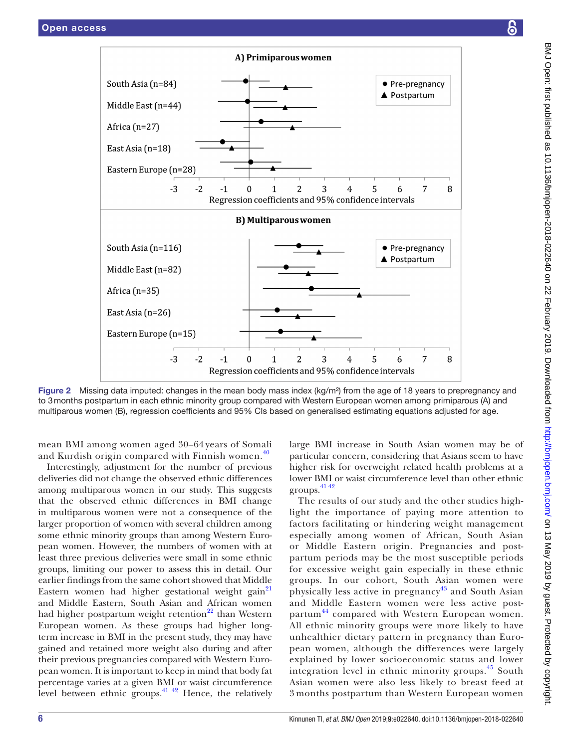Figure 2 Missing data imputed: changes in the mean body mass index (kg/m²) from the age of 18 years to prepregnancy and to 3 months postpartum in each ethnic minority group compared with Western European women among primiparous (A) and multiparous women (B), regression coefficients and 95% CIs based on generalised estimating equations adjusted for age.

mean BMI among women aged 30–64 years of Somali and Kurdish origin compared with Finnish women.[40]

Interestingly, adjustment for the number of previous deliveries did not change the observed ethnic differences among multiparous women in our study. This suggests that the observed ethnic differences in BMI change in multiparous women were not a consequence of the larger proportion of women with several children among some ethnic minority groups than among Western European women. However, the numbers of women with at least three previous deliveries were small in some ethnic groups, limiting our power to assess this in detail. Our earlier findings from the same cohort showed that Middle Eastern women had higher gestational weight gain[21] and Middle Eastern, South Asian and African women had higher postpartum weight retention[22] than Western European women. As these groups had higher long-term increase in BMI in the present study, they may have gained and retained more weight also during and after their previous pregnancies compared with Western European women. It is important to keep in mind that body fat percentage varies at a given BMI or waist circumference level between ethnic groups.[41 42] Hence, the relatively large BMI increase in South Asian women may be of particular concern, considering that Asians seem to have higher risk for overweight related health problems at a lower BMI or waist circumference level than other ethnic groups.[41 42]

The results of our study and the other studies highlight the importance of paying more attention to factors facilitating or hindering weight management especially among women of African, South Asian or Middle Eastern origin. Pregnancies and postpartum periods may be the most susceptible periods for excessive weight gain especially in these ethnic groups. In our cohort, South Asian women were physically less active in pregnancy[43] and South Asian and Middle Eastern women were less active postpartum[44] compared with Western European women. All ethnic minority groups were more likely to have unhealthier dietary pattern in pregnancy than European women, although the differences were largely explained by lower socioeconomic status and lower integration level in ethnic minority groups.[45] South Asian women were also less likely to breast feed at 3 months postpartum than Western European women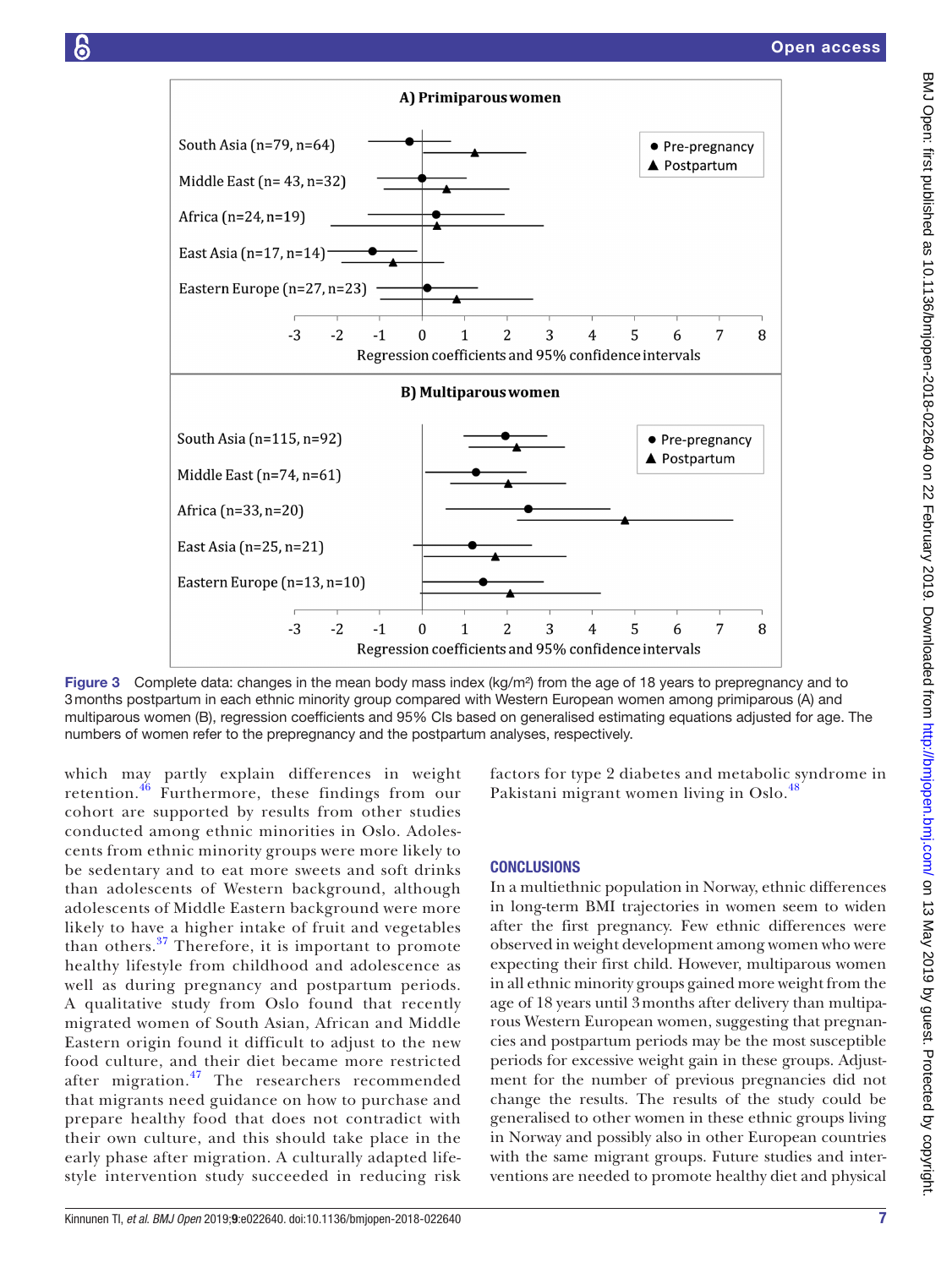**Figure 3** Complete data: changes in the mean body mass index (kg/m²) from the age of 18 years to prepregnancy and to 3 months postpartum in each ethnic minority group compared with Western European women among primiparous (A) and multiparous women (B), regression coefficients and 95% CIs based on generalised estimating equations adjusted for age. The numbers of women refer to the prepregnancy and the postpartum analyses, respectively.

which may partly explain differences in weight retention.[46] Furthermore, these findings from our cohort are supported by results from other studies conducted among ethnic minorities in Oslo. Adolescents from ethnic minority groups were more likely to be sedentary and to eat more sweets and soft drinks than adolescents of Western background, although adolescents of Middle Eastern background were more likely to have a higher intake of fruit and vegetables than others.[37] Therefore, it is important to promote healthy lifestyle from childhood and adolescence as well as during pregnancy and postpartum periods. A qualitative study from Oslo found that recently migrated women of South Asian, African and Middle Eastern origin found it difficult to adjust to the new food culture, and their diet became more restricted after migration.[47] The researchers recommended that migrants need guidance on how to purchase and prepare healthy food that does not contradict with their own culture, and this should take place in the early phase after migration. A culturally adapted lifestyle intervention study succeeded in reducing risk factors for type 2 diabetes and metabolic syndrome in Pakistani migrant women living in Oslo.[48]

## CONCLUSIONS

In a multiethnic population in Norway, ethnic differences in long-term BMI trajectories in women seem to widen after the first pregnancy. Few ethnic differences were observed in weight development among women who were expecting their first child. However, multiparous women in all ethnic minority groups gained more weight from the age of 18 years until 3 months after delivery than multiparous Western European women, suggesting that pregnancies and postpartum periods may be the most susceptible periods for excessive weight gain in these groups. Adjustment for the number of previous pregnancies did not change the results. The results of the study could be generalised to other women in these ethnic groups living in Norway and possibly also in other European countries with the same migrant groups. Future studies and interventions are needed to promote healthy diet and physical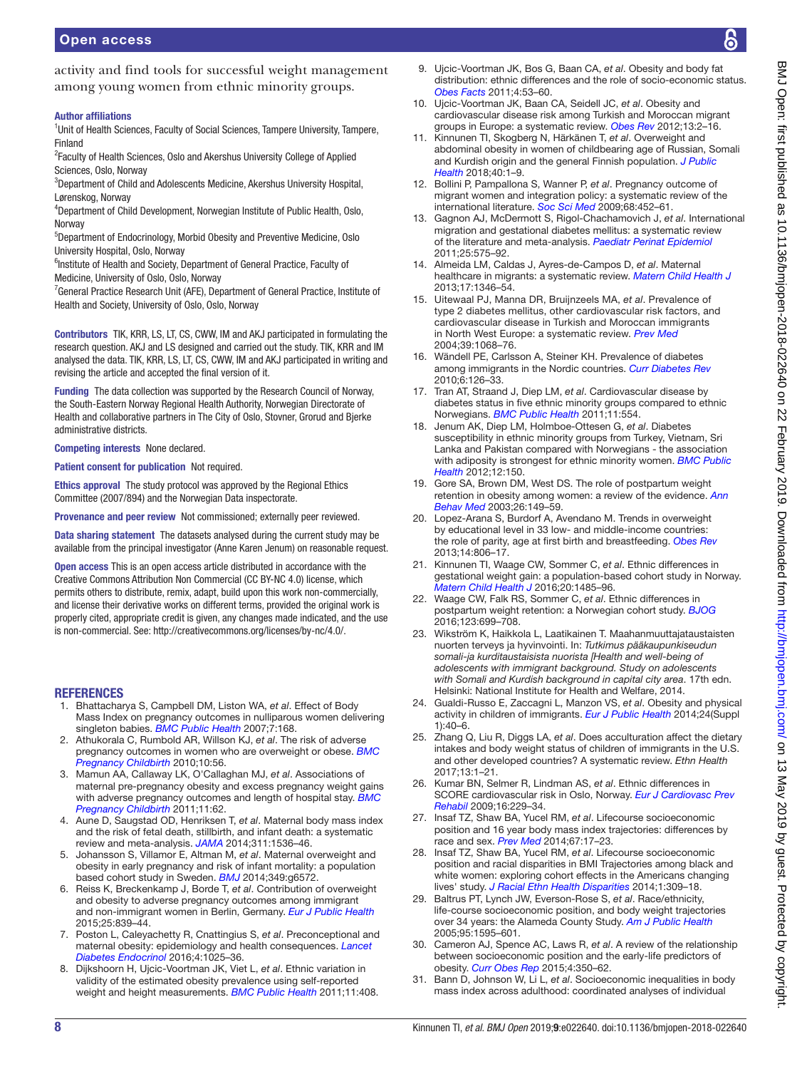activity and find tools for successful weight management among young women from ethnic minority groups.

**Author affiliations**

[1]Unit of Health Sciences, Faculty of Social Sciences, Tampere University, Tampere, Finland
[2]Faculty of Health Sciences, Oslo and Akershus University College of Applied Sciences, Oslo, Norway
[3]Department of Child and Adolescents Medicine, Akershus University Hospital, Lørenskog, Norway
[4]Department of Child Development, Norwegian Institute of Public Health, Oslo, Norway
[5]Department of Endocrinology, Morbid Obesity and Preventive Medicine, Oslo University Hospital, Oslo, Norway
[6]Institute of Health and Society, Department of General Practice, Faculty of Medicine, University of Oslo, Oslo, Norway
[7]General Practice Research Unit (AFE), Department of General Practice, Institute of Health and Society, University of Oslo, Oslo, Norway

**Contributors** TIK, KRR, LS, LT, CS, CWW, IM and AKJ participated in formulating the research question. AKJ and LS designed and carried out the study. TIK, KRR and IM analysed the data. TIK, KRR, LS, LT, CS, CWW, IM and AKJ participated in writing and revising the article and accepted the final version of it.

**Funding** The data collection was supported by the Research Council of Norway, the South-Eastern Norway Regional Health Authority, Norwegian Directorate of Health and collaborative partners in The City of Oslo, Stovner, Grorud and Bjerke administrative districts.

**Competing interests** None declared.

**Patient consent for publication** Not required.

**Ethics approval** The study protocol was approved by the Regional Ethics Committee (2007/894) and the Norwegian Data inspectorate.

**Provenance and peer review** Not commissioned; externally peer reviewed.

**Data sharing statement** The datasets analysed during the current study may be available from the principal investigator (Anne Karen Jenum) on reasonable request.

**Open access** This is an open access article distributed in accordance with the Creative Commons Attribution Non Commercial (CC BY-NC 4.0) license, which permits others to distribute, remix, adapt, build upon this work non-commercially, and license their derivative works on different terms, provided the original work is properly cited, appropriate credit is given, any changes made indicated, and the use is non-commercial. See: http://creativecommons.org/licenses/by-nc/4.0/.

## REFERENCES

1. Bhattacharya S, Campbell DM, Liston WA, *et al*. Effect of Body Mass Index on pregnancy outcomes in nulliparous women delivering singleton babies. *BMC Public Health* 2007;7:168.
2. Athukorala C, Rumbold AR, Willson KJ, *et al*. The risk of adverse pregnancy outcomes in women who are overweight or obese. *BMC Pregnancy Childbirth* 2010;10:56.
3. Mamun AA, Callaway LK, O'Callaghan MJ, *et al*. Associations of maternal pre-pregnancy obesity and excess pregnancy weight gains with adverse pregnancy outcomes and length of hospital stay. *BMC Pregnancy Childbirth* 2011;11:62.
4. Aune D, Saugstad OD, Henriksen T, *et al*. Maternal body mass index and the risk of fetal death, stillbirth, and infant death: a systematic review and meta-analysis. *JAMA* 2014;311:1536–46.
5. Johansson S, Villamor E, Altman M, *et al*. Maternal overweight and obesity in early pregnancy and risk of infant mortality: a population based cohort study in Sweden. *BMJ* 2014;349:g6572.
6. Reiss K, Breckenkamp J, Borde T, *et al*. Contribution of overweight and obesity to adverse pregnancy outcomes among immigrant and non-immigrant women in Berlin, Germany. *Eur J Public Health* 2015;25:839–44.
7. Poston L, Caleyachetty R, Cnattingius S, *et al*. Preconceptional and maternal obesity: epidemiology and health consequences. *Lancet Diabetes Endocrinol* 2016;4:1025–36.
8. Dijkshoorn H, Ujcic-Voortman JK, Viet L, *et al*. Ethnic variation in validity of the estimated obesity prevalence using self-reported weight and height measurements. *BMC Public Health* 2011;11:408.
9. Ujcic-Voortman JK, Bos G, Baan CA, *et al*. Obesity and body fat distribution: ethnic differences and the role of socio-economic status. *Obes Facts* 2011;4:53–60.
10. Ujcic-Voortman JK, Baan CA, Seidell JC, *et al*. Obesity and cardiovascular disease risk among Turkish and Moroccan migrant groups in Europe: a systematic review. *Obes Rev* 2012;13:2–16.
11. Kinnunen TI, Skogberg N, Härkänen T, *et al*. Overweight and abdominal obesity in women of childbearing age of Russian, Somali and Kurdish origin and the general Finnish population. *J Public Health* 2018;40:1–9.
12. Bollini P, Pampallona S, Wanner P, *et al*. Pregnancy outcome of migrant women and integration policy: a systematic review of the international literature. *Soc Sci Med* 2009;68:452–61.
13. Gagnon AJ, McDermott S, Rigol-Chachamovich J, *et al*. International migration and gestational diabetes mellitus: a systematic review of the literature and meta-analysis. *Paediatr Perinat Epidemiol* 2011;25:575–92.
14. Almeida LM, Caldas J, Ayres-de-Campos D, *et al*. Maternal healthcare in migrants: a systematic review. *Matern Child Health J* 2013;17:1346–54.
15. Uitewaal PJ, Manna DR, Bruijnzeels MA, *et al*. Prevalence of type 2 diabetes mellitus, other cardiovascular risk factors, and cardiovascular disease in Turkish and Moroccan immigrants in North West Europe: a systematic review. *Prev Med* 2004;39:1068–76.
16. Wändell PE, Carlsson A, Steiner KH. Prevalence of diabetes among immigrants in the Nordic countries. *Curr Diabetes Rev* 2010;6:126–33.
17. Tran AT, Straand J, Diep LM, *et al*. Cardiovascular disease by diabetes status in five ethnic minority groups compared to ethnic Norwegians. *BMC Public Health* 2011;11:554.
18. Jenum AK, Diep LM, Holmboe-Ottesen G, *et al*. Diabetes susceptibility in ethnic minority groups from Turkey, Vietnam, Sri Lanka and Pakistan compared with Norwegians - the association with adiposity is strongest for ethnic minority women. *BMC Public Health* 2012;12:150.
19. Gore SA, Brown DM, West DS. The role of postpartum weight retention in obesity among women: a review of the evidence. *Ann Behav Med* 2003;26:149–59.
20. Lopez-Arana S, Burdorf A, Avendano M. Trends in overweight by educational level in 33 low- and middle-income countries: the role of parity, age at first birth and breastfeeding. *Obes Rev* 2013;14:806–17.
21. Kinnunen TI, Waage CW, Sommer C, *et al*. Ethnic differences in gestational weight gain: a population-based cohort study in Norway. *Matern Child Health J* 2016;20:1485–96.
22. Waage CW, Falk RS, Sommer C, *et al*. Ethnic differences in postpartum weight retention: a Norwegian cohort study. *BJOG* 2016;123:699–708.
23. Wikström K, Haikkola L, Laatikainen T. Maahanmuuttajataustaisten nuorten terveys ja hyvinvointi. In: *Tutkimus pääkaupunkiseudun somali-ja kurditaustaisista nuorista [Health and well-being of adolescents with immigrant background. Study on adolescents with Somali and Kurdish background in capital city area*. 17th edn. Helsinki: National Institute for Health and Welfare, 2014.
24. Gualdi-Russo E, Zaccagni L, Manzon VS, *et al*. Obesity and physical activity in children of immigrants. *Eur J Public Health* 2014;24(Suppl 1):40–6.
25. Zhang Q, Liu R, Diggs LA, *et al*. Does acculturation affect the dietary intakes and body weight status of children of immigrants in the U.S. and other developed countries? A systematic review. *Ethn Health* 2017;13:1–21.
26. Kumar BN, Selmer R, Lindman AS, *et al*. Ethnic differences in SCORE cardiovascular risk in Oslo, Norway. *Eur J Cardiovasc Prev Rehabil* 2009;16:229–34.
27. Insaf TZ, Shaw BA, Yucel RM, *et al*. Lifecourse socioeconomic position and 16 year body mass index trajectories: differences by race and sex. *Prev Med* 2014;67:17–23.
28. Insaf TZ, Shaw BA, Yucel RM, *et al*. Lifecourse socioeconomic position and racial disparities in BMI Trajectories among black and white women: exploring cohort effects in the Americans changing lives' study. *J Racial Ethn Health Disparities* 2014;1:309–18.
29. Baltrus PT, Lynch JW, Everson-Rose S, *et al*. Race/ethnicity, life-course socioeconomic position, and body weight trajectories over 34 years: the Alameda County Study. *Am J Public Health* 2005;95:1595–601.
30. Cameron AJ, Spence AC, Laws R, *et al*. A review of the relationship between socioeconomic position and the early-life predictors of obesity. *Curr Obes Rep* 2015;4:350–62.
31. Bann D, Johnson W, Li L, *et al*. Socioeconomic inequalities in body mass index across adulthood: coordinated analyses of individual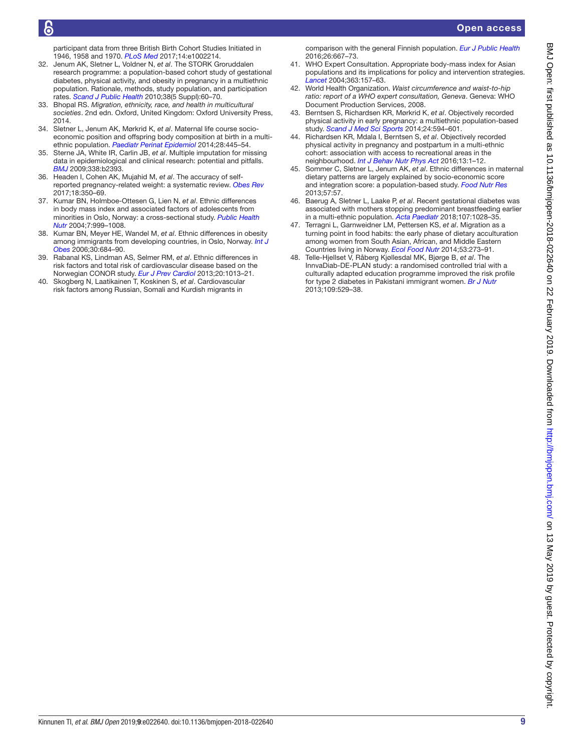participant data from three British Birth Cohort Studies Initiated in 1946, 1958 and 1970. *PLoS Med* 2017;14:e1002214.

32. Jenum AK, Sletner L, Voldner N, *et al*. The STORK Groruddalen research programme: a population-based cohort study of gestational diabetes, physical activity, and obesity in pregnancy in a multiethnic population. Rationale, methods, study population, and participation rates. *Scand J Public Health* 2010;38(5 Suppl):60–70.
33. Bhopal RS. *Migration, ethnicity, race, and health in multicultural societies*. 2nd edn. Oxford, United Kingdom: Oxford University Press, 2014.
34. Sletner L, Jenum AK, Mørkrid K, *et al*. Maternal life course socio-economic position and offspring body composition at birth in a multi-ethnic population. *Paediatr Perinat Epidemiol* 2014;28:445–54.
35. Sterne JA, White IR, Carlin JB, *et al*. Multiple imputation for missing data in epidemiological and clinical research: potential and pitfalls. *BMJ* 2009;338:b2393.
36. Headen I, Cohen AK, Mujahid M, *et al*. The accuracy of self-reported pregnancy-related weight: a systematic review. *Obes Rev* 2017;18:350–69.
37. Kumar BN, Holmboe-Ottesen G, Lien N, *et al*. Ethnic differences in body mass index and associated factors of adolescents from minorities in Oslo, Norway: a cross-sectional study. *Public Health Nutr* 2004;7:999–1008.
38. Kumar BN, Meyer HE, Wandel M, *et al*. Ethnic differences in obesity among immigrants from developing countries, in Oslo, Norway. *Int J Obes* 2006;30:684–90.
39. Rabanal KS, Lindman AS, Selmer RM, *et al*. Ethnic differences in risk factors and total risk of cardiovascular disease based on the Norwegian CONOR study. *Eur J Prev Cardiol* 2013;20:1013–21.
40. Skogberg N, Laatikainen T, Koskinen S, *et al*. Cardiovascular risk factors among Russian, Somali and Kurdish migrants in comparison with the general Finnish population. *Eur J Public Health* 2016;26:667–73.
41. WHO Expert Consultation. Appropriate body-mass index for Asian populations and its implications for policy and intervention strategies. *Lancet* 2004;363:157–63.
42. World Health Organization. *Waist circumference and waist-to-hip ratio: report of a WHO expert consultation, Geneva*. Geneva: WHO Document Production Services, 2008.
43. Berntsen S, Richardsen KR, Mørkrid K, *et al*. Objectively recorded physical activity in early pregnancy: a multiethnic population-based study. *Scand J Med Sci Sports* 2014;24:594–601.
44. Richardsen KR, Mdala I, Berntsen S, *et al*. Objectively recorded physical activity in pregnancy and postpartum in a multi-ethnic cohort: association with access to recreational areas in the neighbourhood. *Int J Behav Nutr Phys Act* 2016;13:1–12.
45. Sommer C, Sletner L, Jenum AK, *et al*. Ethnic differences in maternal dietary patterns are largely explained by socio-economic score and integration score: a population-based study. *Food Nutr Res* 2013;57:57.
46. Baerug A, Sletner L, Laake P, *et al*. Recent gestational diabetes was associated with mothers stopping predominant breastfeeding earlier in a multi-ethnic population. *Acta Paediatr* 2018;107:1028–35.
47. Terragni L, Garnweidner LM, Pettersen KS, *et al*. Migration as a turning point in food habits: the early phase of dietary acculturation among women from South Asian, African, and Middle Eastern Countries living in Norway. *Ecol Food Nutr* 2014;53:273–91.
48. Telle-Hjellset V, Råberg Kjøllesdal MK, Bjørge B, *et al*. The InnvaDiab-DE-PLAN study: a randomised controlled trial with a culturally adapted education programme improved the risk profile for type 2 diabetes in Pakistani immigrant women. *Br J Nutr* 2013;109:529–38.